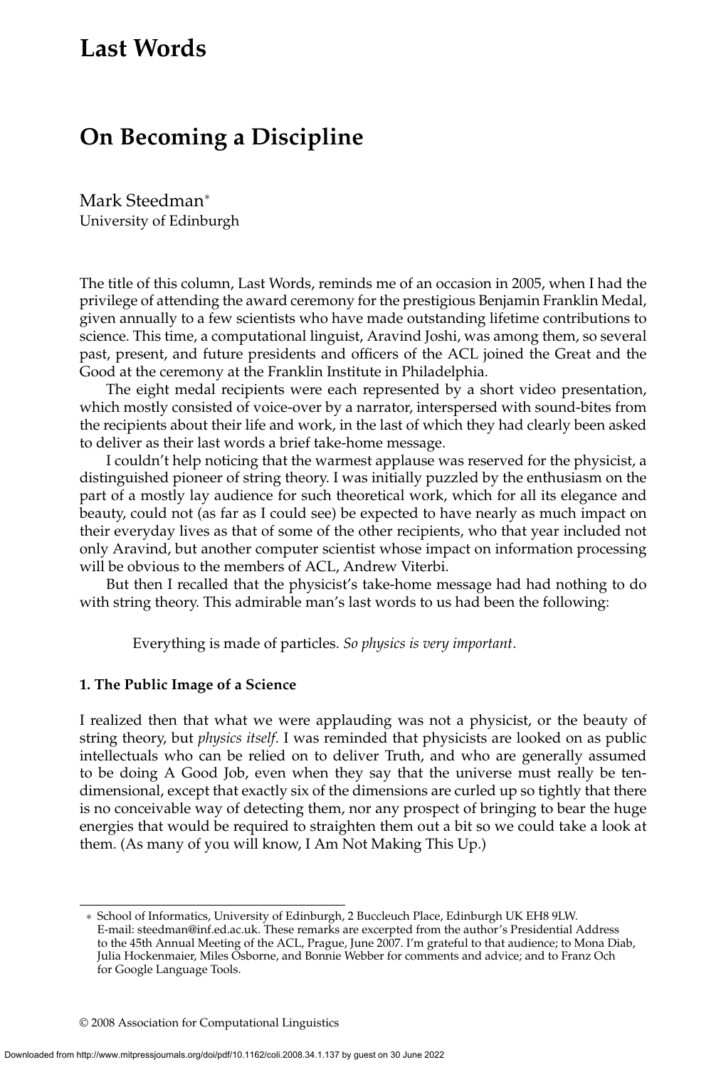# Last Words

## On Becoming a Discipline

Mark Steedman*
University of Edinburgh

The title of this column, Last Words, reminds me of an occasion in 2005, when I had the privilege of attending the award ceremony for the prestigious Benjamin Franklin Medal, given annually to a few scientists who have made outstanding lifetime contributions to science. This time, a computational linguist, Aravind Joshi, was among them, so several past, present, and future presidents and officers of the ACL joined the Great and the Good at the ceremony at the Franklin Institute in Philadelphia.

The eight medal recipients were each represented by a short video presentation, which mostly consisted of voice-over by a narrator, interspersed with sound-bites from the recipients about their life and work, in the last of which they had clearly been asked to deliver as their last words a brief take-home message.

I couldn't help noticing that the warmest applause was reserved for the physicist, a distinguished pioneer of string theory. I was initially puzzled by the enthusiasm on the part of a mostly lay audience for such theoretical work, which for all its elegance and beauty, could not (as far as I could see) be expected to have nearly as much impact on their everyday lives as that of some of the other recipients, who that year included not only Aravind, but another computer scientist whose impact on information processing will be obvious to the members of ACL, Andrew Viterbi.

But then I recalled that the physicist's take-home message had had nothing to do with string theory. This admirable man's last words to us had been the following:

> Everything is made of particles. *So physics is very important*.

### 1. The Public Image of a Science

I realized then that what we were applauding was not a physicist, or the beauty of string theory, but *physics itself*. I was reminded that physicists are looked on as public intellectuals who can be relied on to deliver Truth, and who are generally assumed to be doing A Good Job, even when they say that the universe must really be ten-dimensional, except that exactly six of the dimensions are curled up so tightly that there is no conceivable way of detecting them, nor any prospect of bringing to bear the huge energies that would be required to straighten them out a bit so we could take a look at them. (As many of you will know, I Am Not Making This Up.)

---

* School of Informatics, University of Edinburgh, 2 Buccleuch Place, Edinburgh UK EH8 9LW. E-mail: steedman@inf.ed.ac.uk. These remarks are excerpted from the author's Presidential Address to the 45th Annual Meeting of the ACL, Prague, June 2007. I'm grateful to that audience; to Mona Diab, Julia Hockenmaier, Miles Osborne, and Bonnie Webber for comments and advice; and to Franz Och for Google Language Tools.

© 2008 Association for Computational Linguistics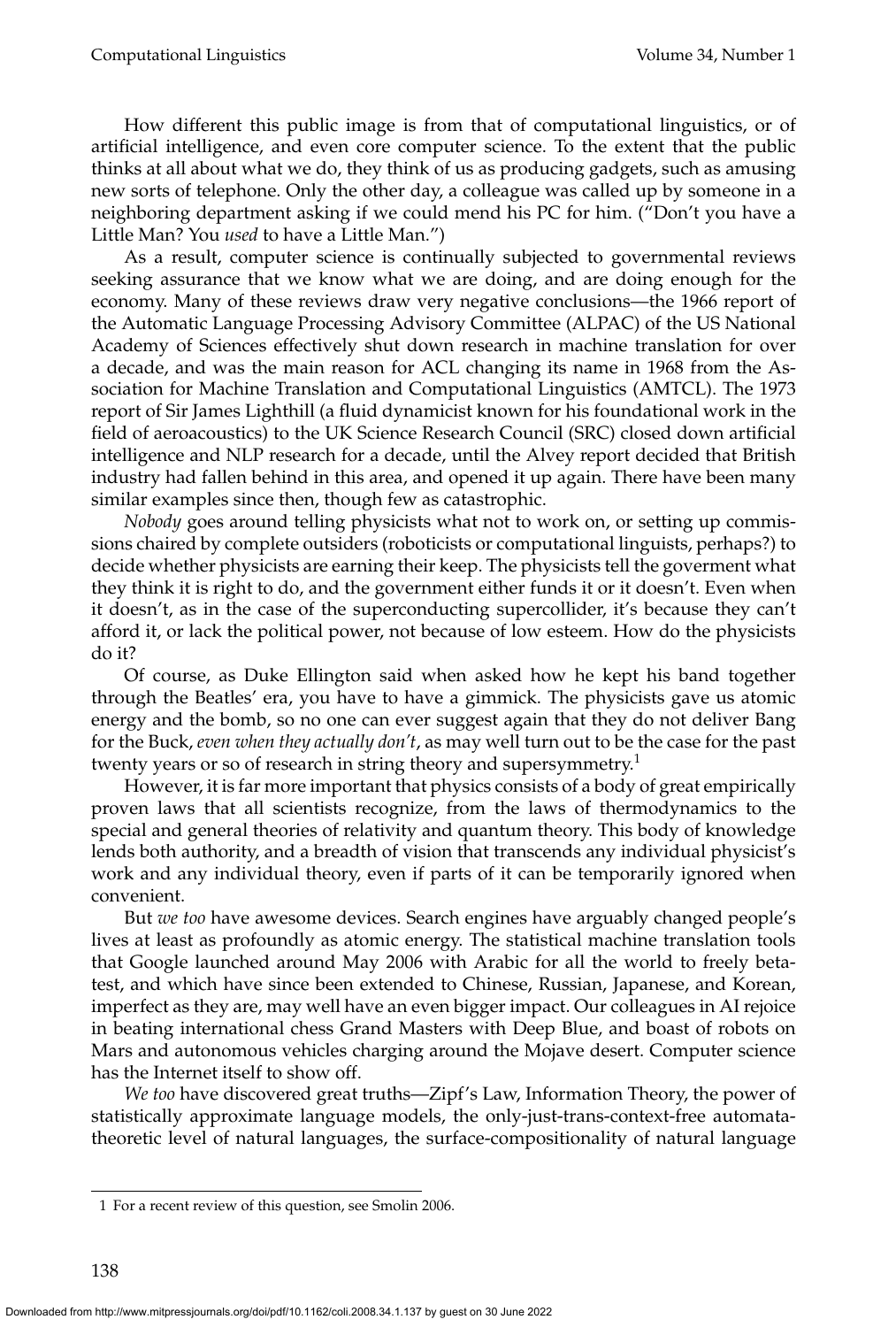How different this public image is from that of computational linguistics, or of artificial intelligence, and even core computer science. To the extent that the public thinks at all about what we do, they think of us as producing gadgets, such as amusing new sorts of telephone. Only the other day, a colleague was called up by someone in a neighboring department asking if we could mend his PC for him. ("Don't you have a Little Man? You *used* to have a Little Man.")

As a result, computer science is continually subjected to governmental reviews seeking assurance that we know what we are doing, and are doing enough for the economy. Many of these reviews draw very negative conclusions—the 1966 report of the Automatic Language Processing Advisory Committee (ALPAC) of the US National Academy of Sciences effectively shut down research in machine translation for over a decade, and was the main reason for ACL changing its name in 1968 from the Association for Machine Translation and Computational Linguistics (AMTCL). The 1973 report of Sir James Lighthill (a fluid dynamicist known for his foundational work in the field of aeroacoustics) to the UK Science Research Council (SRC) closed down artificial intelligence and NLP research for a decade, until the Alvey report decided that British industry had fallen behind in this area, and opened it up again. There have been many similar examples since then, though few as catastrophic.

*Nobody* goes around telling physicists what not to work on, or setting up commissions chaired by complete outsiders (roboticists or computational linguists, perhaps?) to decide whether physicists are earning their keep. The physicists tell the goverment what they think it is right to do, and the government either funds it or it doesn't. Even when it doesn't, as in the case of the superconducting supercollider, it's because they can't afford it, or lack the political power, not because of low esteem. How do the physicists do it?

Of course, as Duke Ellington said when asked how he kept his band together through the Beatles' era, you have to have a gimmick. The physicists gave us atomic energy and the bomb, so no one can ever suggest again that they do not deliver Bang for the Buck, *even when they actually don't*, as may well turn out to be the case for the past twenty years or so of research in string theory and supersymmetry.[1]

However, it is far more important that physics consists of a body of great empirically proven laws that all scientists recognize, from the laws of thermodynamics to the special and general theories of relativity and quantum theory. This body of knowledge lends both authority, and a breadth of vision that transcends any individual physicist's work and any individual theory, even if parts of it can be temporarily ignored when convenient.

But *we too* have awesome devices. Search engines have arguably changed people's lives at least as profoundly as atomic energy. The statistical machine translation tools that Google launched around May 2006 with Arabic for all the world to freely beta-test, and which have since been extended to Chinese, Russian, Japanese, and Korean, imperfect as they are, may well have an even bigger impact. Our colleagues in AI rejoice in beating international chess Grand Masters with Deep Blue, and boast of robots on Mars and autonomous vehicles charging around the Mojave desert. Computer science has the Internet itself to show off.

*We too* have discovered great truths—Zipf's Law, Information Theory, the power of statistically approximate language models, the only-just-trans-context-free automata-theoretic level of natural languages, the surface-compositionality of natural language

1 For a recent review of this question, see Smolin 2006.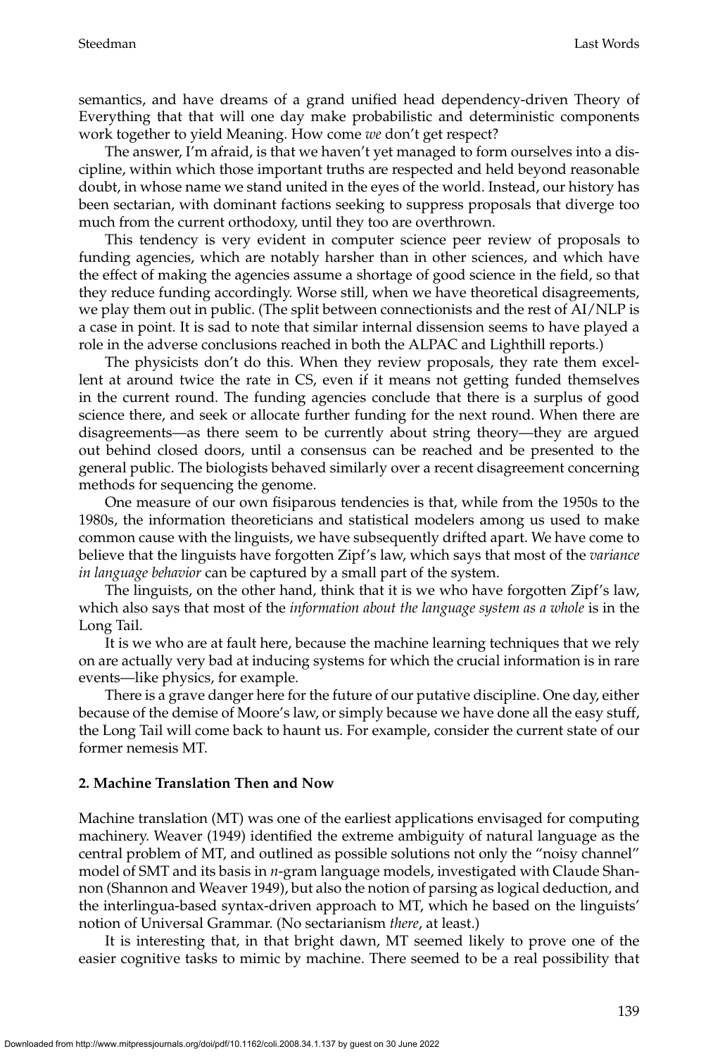semantics, and have dreams of a grand unified head dependency-driven Theory of Everything that that will one day make probabilistic and deterministic components work together to yield Meaning. How come *we* don't get respect?

The answer, I'm afraid, is that we haven't yet managed to form ourselves into a discipline, within which those important truths are respected and held beyond reasonable doubt, in whose name we stand united in the eyes of the world. Instead, our history has been sectarian, with dominant factions seeking to suppress proposals that diverge too much from the current orthodoxy, until they too are overthrown.

This tendency is very evident in computer science peer review of proposals to funding agencies, which are notably harsher than in other sciences, and which have the effect of making the agencies assume a shortage of good science in the field, so that they reduce funding accordingly. Worse still, when we have theoretical disagreements, we play them out in public. (The split between connectionists and the rest of AI/NLP is a case in point. It is sad to note that similar internal dissension seems to have played a role in the adverse conclusions reached in both the ALPAC and Lighthill reports.)

The physicists don't do this. When they review proposals, they rate them excellent at around twice the rate in CS, even if it means not getting funded themselves in the current round. The funding agencies conclude that there is a surplus of good science there, and seek or allocate further funding for the next round. When there are disagreements—as there seem to be currently about string theory—they are argued out behind closed doors, until a consensus can be reached and be presented to the general public. The biologists behaved similarly over a recent disagreement concerning methods for sequencing the genome.

One measure of our own fisiparous tendencies is that, while from the 1950s to the 1980s, the information theoreticians and statistical modelers among us used to make common cause with the linguists, we have subsequently drifted apart. We have come to believe that the linguists have forgotten Zipf's law, which says that most of the *variance in language behavior* can be captured by a small part of the system.

The linguists, on the other hand, think that it is we who have forgotten Zipf's law, which also says that most of the *information about the language system as a whole* is in the Long Tail.

It is we who are at fault here, because the machine learning techniques that we rely on are actually very bad at inducing systems for which the crucial information is in rare events—like physics, for example.

There is a grave danger here for the future of our putative discipline. One day, either because of the demise of Moore's law, or simply because we have done all the easy stuff, the Long Tail will come back to haunt us. For example, consider the current state of our former nemesis MT.

## 2. Machine Translation Then and Now

Machine translation (MT) was one of the earliest applications envisaged for computing machinery. Weaver (1949) identified the extreme ambiguity of natural language as the central problem of MT, and outlined as possible solutions not only the "noisy channel" model of SMT and its basis in *n*-gram language models, investigated with Claude Shannon (Shannon and Weaver 1949), but also the notion of parsing as logical deduction, and the interlingua-based syntax-driven approach to MT, which he based on the linguists' notion of Universal Grammar. (No sectarianism *there*, at least.)

It is interesting that, in that bright dawn, MT seemed likely to prove one of the easier cognitive tasks to mimic by machine. There seemed to be a real possibility that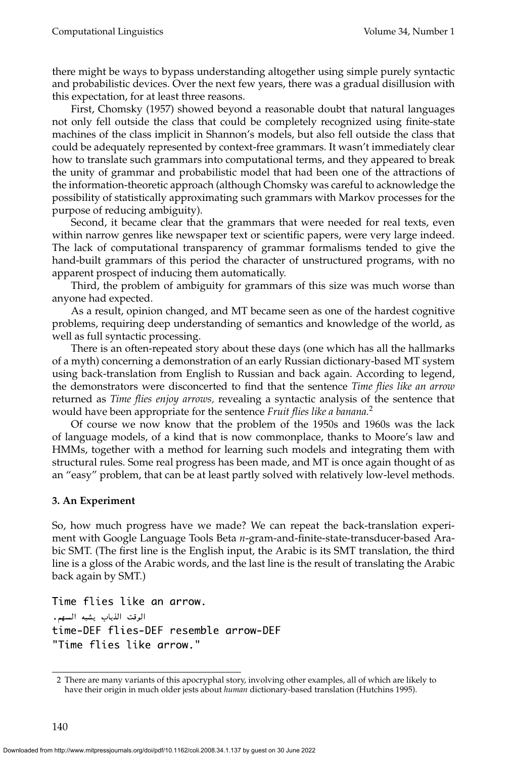there might be ways to bypass understanding altogether using simple purely syntactic and probabilistic devices. Over the next few years, there was a gradual disillusion with this expectation, for at least three reasons.

First, Chomsky (1957) showed beyond a reasonable doubt that natural languages not only fell outside the class that could be completely recognized using finite-state machines of the class implicit in Shannon's models, but also fell outside the class that could be adequately represented by context-free grammars. It wasn't immediately clear how to translate such grammars into computational terms, and they appeared to break the unity of grammar and probabilistic model that had been one of the attractions of the information-theoretic approach (although Chomsky was careful to acknowledge the possibility of statistically approximating such grammars with Markov processes for the purpose of reducing ambiguity).

Second, it became clear that the grammars that were needed for real texts, even within narrow genres like newspaper text or scientific papers, were very large indeed. The lack of computational transparency of grammar formalisms tended to give the hand-built grammars of this period the character of unstructured programs, with no apparent prospect of inducing them automatically.

Third, the problem of ambiguity for grammars of this size was much worse than anyone had expected.

As a result, opinion changed, and MT became seen as one of the hardest cognitive problems, requiring deep understanding of semantics and knowledge of the world, as well as full syntactic processing.

There is an often-repeated story about these days (one which has all the hallmarks of a myth) concerning a demonstration of an early Russian dictionary-based MT system using back-translation from English to Russian and back again. According to legend, the demonstrators were disconcerted to find that the sentence *Time flies like an arrow* returned as *Time flies enjoy arrows,* revealing a syntactic analysis of the sentence that would have been appropriate for the sentence *Fruit flies like a banana.*[2]

Of course we now know that the problem of the 1950s and 1960s was the lack of language models, of a kind that is now commonplace, thanks to Moore's law and HMMs, together with a method for learning such models and integrating them with structural rules. Some real progress has been made, and MT is once again thought of as an "easy" problem, that can be at least partly solved with relatively low-level methods.

### 3. An Experiment

So, how much progress have we made? We can repeat the back-translation experiment with Google Language Tools Beta *n*-gram-and-finite-state-transducer-based Arabic SMT. (The first line is the English input, the Arabic is its SMT translation, the third line is a gloss of the Arabic words, and the last line is the result of translating the Arabic back again by SMT.)

```
Time flies like an arrow.
الوقت الذباب يشبه السهم.
time-DEF flies-DEF resemble arrow-DEF
"Time flies like arrow."
```

---

2 There are many variants of this apocryphal story, involving other examples, all of which are likely to have their origin in much older jests about *human* dictionary-based translation (Hutchins 1995).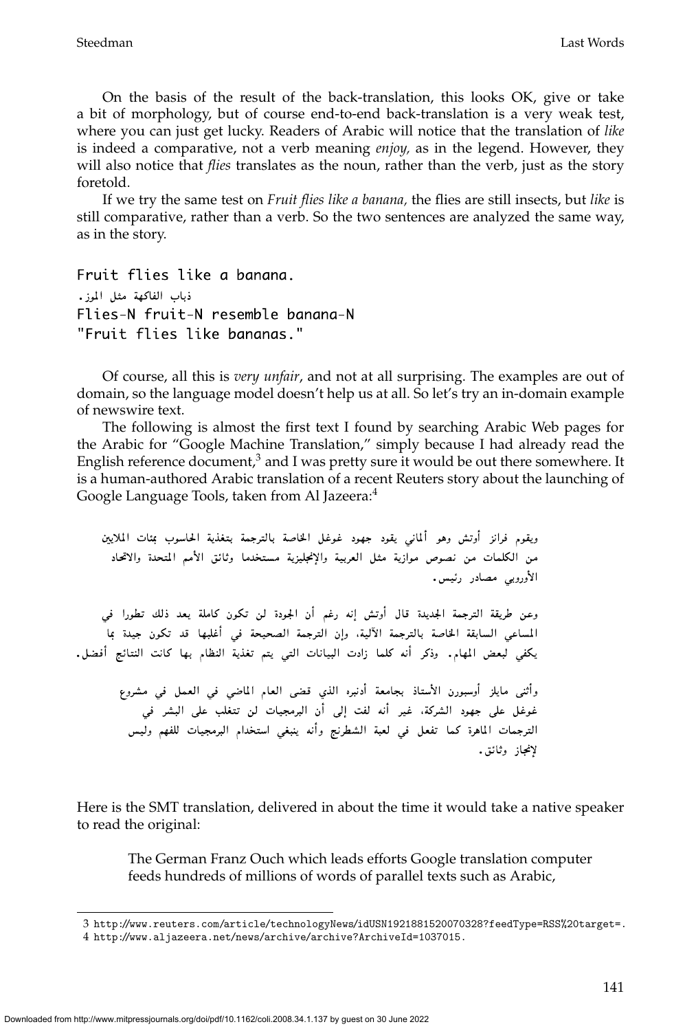On the basis of the result of the back-translation, this looks OK, give or take a bit of morphology, but of course end-to-end back-translation is a very weak test, where you can just get lucky. Readers of Arabic will notice that the translation of *like* is indeed a comparative, not a verb meaning *enjoy,* as in the legend. However, they will also notice that *flies* translates as the noun, rather than the verb, just as the story foretold.

If we try the same test on *Fruit flies like a banana,* the flies are still insects, but *like* is still comparative, rather than a verb. So the two sentences are analyzed the same way, as in the story.

```
Fruit flies like a banana.
ذباب الفاكهة مثل الموز.
Flies-N fruit-N resemble banana-N
"Fruit flies like bananas."
```

Of course, all this is *very unfair*, and not at all surprising. The examples are out of domain, so the language model doesn't help us at all. So let's try an in-domain example of newswire text.

The following is almost the first text I found by searching Arabic Web pages for the Arabic for "Google Machine Translation," simply because I had already read the English reference document,[3] and I was pretty sure it would be out there somewhere. It is a human-authored Arabic translation of a recent Reuters story about the launching of Google Language Tools, taken from Al Jazeera:[4]

> ويقوم فرانز أوتش وهو ألماني يقود جهود غوغل الخاصة بالترجمة بتغذية الحاسوب بمئات الملايين من الكلمات من نصوص موازية مثل العربية والإنجليزية مستخدما وثائق الأمم المتحدة والاتحاد الأوروبي مصادر رئيس.
>
> وعن طريقة الترجمة الجديدة قال أوتش إنه رغم أن الجودة لن تكون كاملة يعد ذلك تطورا في المساعي السابقة الخاصة بالترجمة الآلية، وإن الترجمة الصحيحة في أغلبها قد تكون جيدة بما يكفي لبعض المهام. وذكر أنه كلما زادت البيانات التي يتم تغذية النظام بها كانت النتائج أفضل.
>
> وأثنى مايلز أوسبورن الأستاذ بجامعة أدنبره الذي قضى العام الماضي في العمل في مشروع غوغل على جهود الشركة، غير أنه لفت إلى أن البرمجيات لن تتغلب على البشر في الترجمات الماهرة كما تفعل في لعبة الشطرنج وأنه ينبغي استخدام البرمجيات للفهم وليس لإنجاز وثائق.

Here is the SMT translation, delivered in about the time it would take a native speaker to read the original:

> The German Franz Ouch which leads efforts Google translation computer feeds hundreds of millions of words of parallel texts such as Arabic,

3 http://www.reuters.com/article/technologyNews/idUSN1921881520070328?feedType=RSS%20target=.

4 http://www.aljazeera.net/news/archive/archive?ArchiveId=1037015.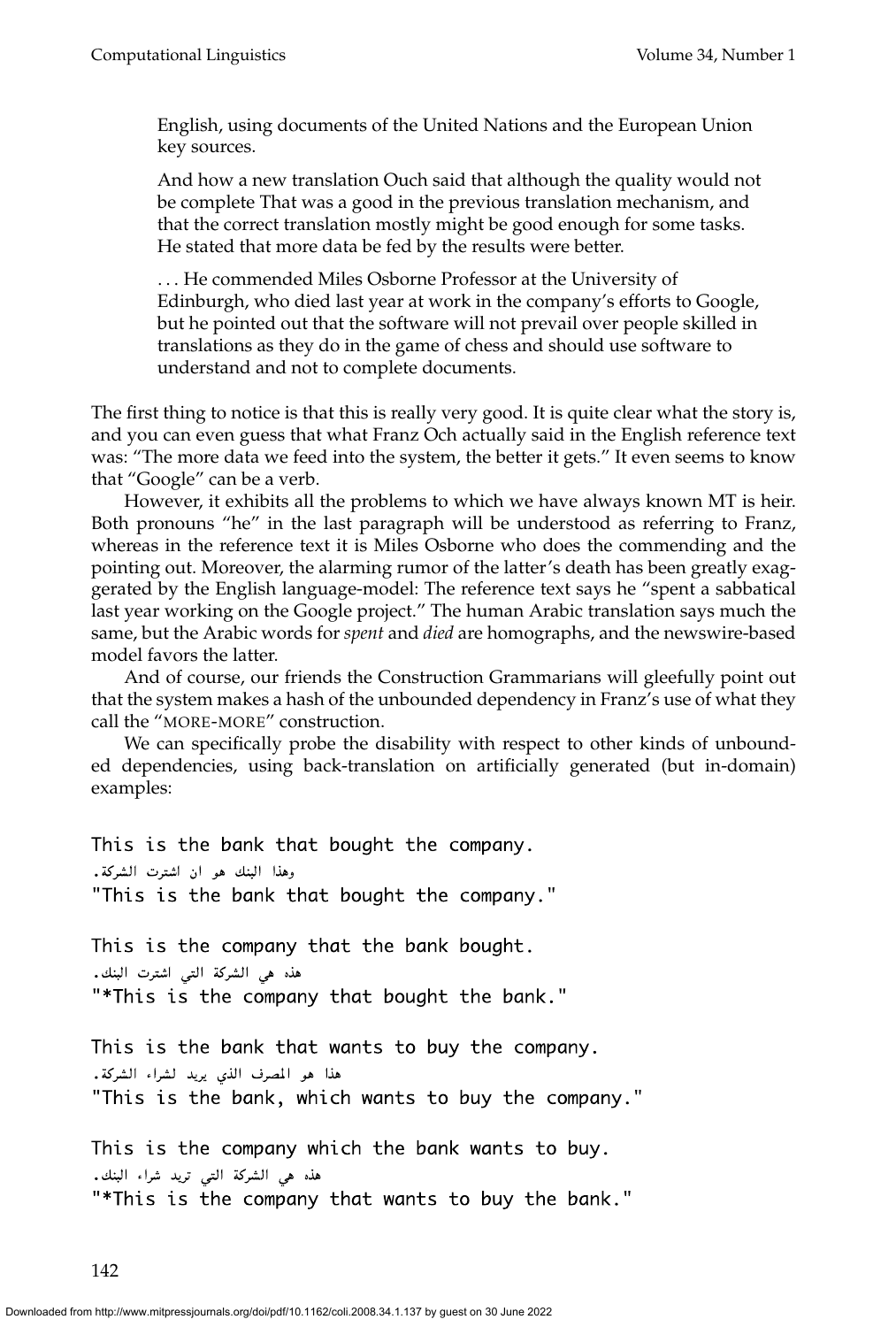> English, using documents of the United Nations and the European Union key sources.
>
> And how a new translation Ouch said that although the quality would not be complete That was a good in the previous translation mechanism, and that the correct translation mostly might be good enough for some tasks. He stated that more data be fed by the results were better.
>
> . . . He commended Miles Osborne Professor at the University of Edinburgh, who died last year at work in the company's efforts to Google, but he pointed out that the software will not prevail over people skilled in translations as they do in the game of chess and should use software to understand and not to complete documents.

The first thing to notice is that this is really very good. It is quite clear what the story is, and you can even guess that what Franz Och actually said in the English reference text was: "The more data we feed into the system, the better it gets." It even seems to know that "Google" can be a verb.

However, it exhibits all the problems to which we have always known MT is heir. Both pronouns "he" in the last paragraph will be understood as referring to Franz, whereas in the reference text it is Miles Osborne who does the commending and the pointing out. Moreover, the alarming rumor of the latter's death has been greatly exaggerated by the English language-model: The reference text says he "spent a sabbatical last year working on the Google project." The human Arabic translation says much the same, but the Arabic words for *spent* and *died* are homographs, and the newswire-based model favors the latter.

And of course, our friends the Construction Grammarians will gleefully point out that the system makes a hash of the unbounded dependency in Franz's use of what they call the "MORE-MORE" construction.

We can specifically probe the disability with respect to other kinds of unbounded dependencies, using back-translation on artificially generated (but in-domain) examples:

```
This is the bank that bought the company.
وهذا البنك هو ان اشترت الشركة.
"This is the bank that bought the company."

This is the company that the bank bought.
هذه هي الشركة التي اشترت البنك.
"*This is the company that bought the bank."

This is the bank that wants to buy the company.
هذا هو المصرف الذي يريد لشراء الشركة.
"This is the bank, which wants to buy the company."

This is the company which the bank wants to buy.
هذه هي الشركة التي تريد شراء البنك.
"*This is the company that wants to buy the bank."
```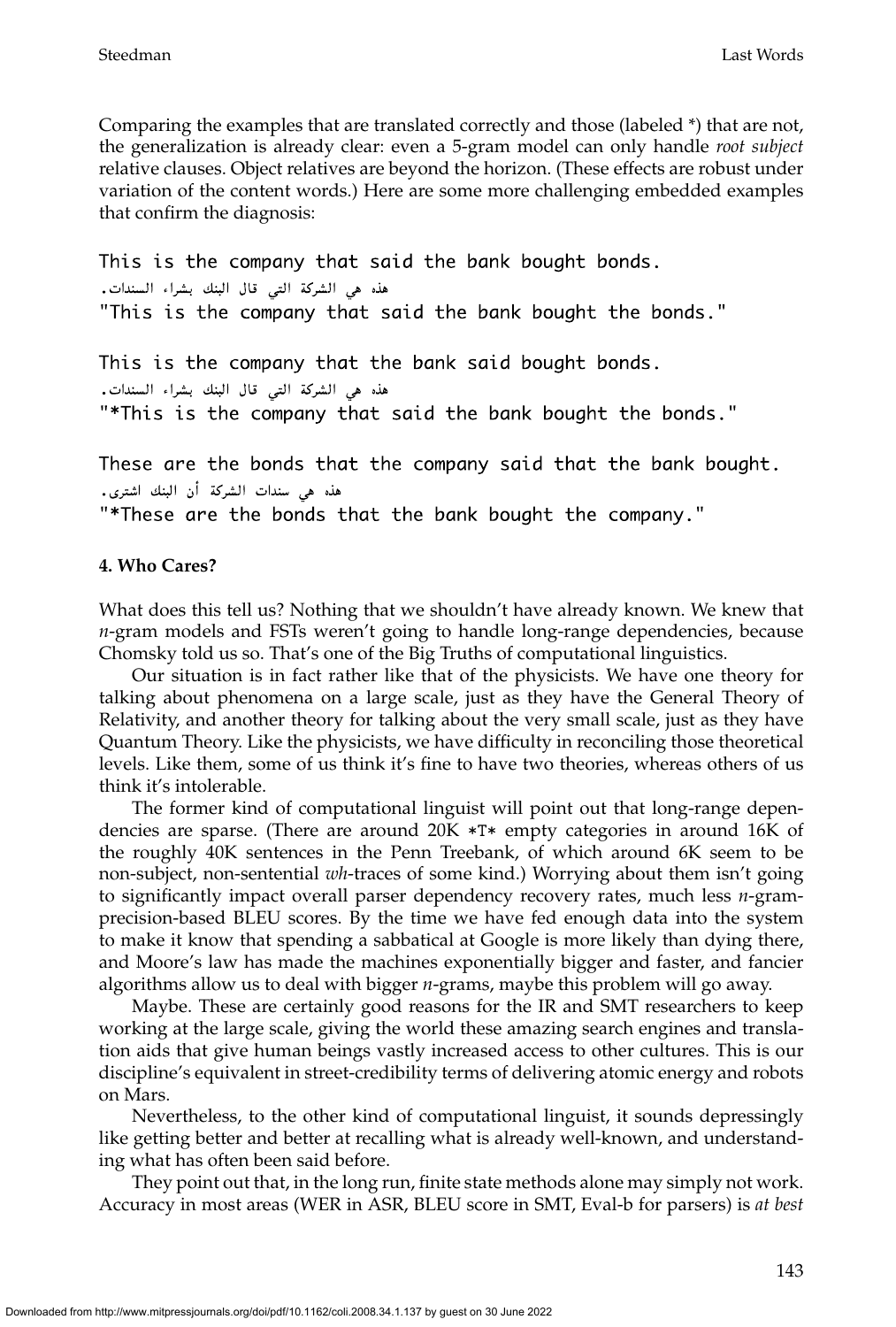Comparing the examples that are translated correctly and those (labeled *) that are not, the generalization is already clear: even a 5-gram model can only handle *root subject* relative clauses. Object relatives are beyond the horizon. (These effects are robust under variation of the content words.) Here are some more challenging embedded examples that confirm the diagnosis:

```
This is the company that said the bank bought bonds.
هذه هي الشركة التي قال البنك بشراء السندات.
"This is the company that said the bank bought the bonds."

This is the company that the bank said bought bonds.
هذه هي الشركة التي قال البنك بشراء السندات.
"*This is the company that said the bank bought the bonds."

These are the bonds that the company said that the bank bought.
هذه هي سندات الشركة أن البنك اشترى.
"*These are the bonds that the bank bought the company."
```

#### 4. Who Cares?

What does this tell us? Nothing that we shouldn't have already known. We knew that *n*-gram models and FSTs weren't going to handle long-range dependencies, because Chomsky told us so. That's one of the Big Truths of computational linguistics.

Our situation is in fact rather like that of the physicists. We have one theory for talking about phenomena on a large scale, just as they have the General Theory of Relativity, and another theory for talking about the very small scale, just as they have Quantum Theory. Like the physicists, we have difficulty in reconciling those theoretical levels. Like them, some of us think it's fine to have two theories, whereas others of us think it's intolerable.

The former kind of computational linguist will point out that long-range dependencies are sparse. (There are around 20K *T* empty categories in around 16K of the roughly 40K sentences in the Penn Treebank, of which around 6K seem to be non-subject, non-sentential *wh*-traces of some kind.) Worrying about them isn't going to significantly impact overall parser dependency recovery rates, much less *n*-gram-precision-based BLEU scores. By the time we have fed enough data into the system to make it know that spending a sabbatical at Google is more likely than dying there, and Moore's law has made the machines exponentially bigger and faster, and fancier algorithms allow us to deal with bigger *n*-grams, maybe this problem will go away.

Maybe. These are certainly good reasons for the IR and SMT researchers to keep working at the large scale, giving the world these amazing search engines and translation aids that give human beings vastly increased access to other cultures. This is our discipline's equivalent in street-credibility terms of delivering atomic energy and robots on Mars.

Nevertheless, to the other kind of computational linguist, it sounds depressingly like getting better and better at recalling what is already well-known, and understanding what has often been said before.

They point out that, in the long run, finite state methods alone may simply not work. Accuracy in most areas (WER in ASR, BLEU score in SMT, Eval-b for parsers) is *at best*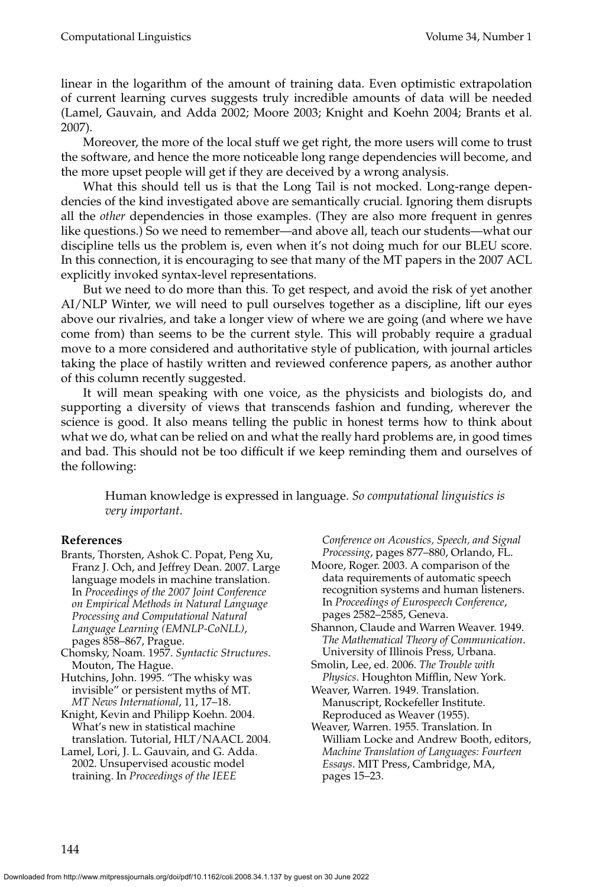linear in the logarithm of the amount of training data. Even optimistic extrapolation of current learning curves suggests truly incredible amounts of data will be needed (Lamel, Gauvain, and Adda 2002; Moore 2003; Knight and Koehn 2004; Brants et al. 2007).

Moreover, the more of the local stuff we get right, the more users will come to trust the software, and hence the more noticeable long range dependencies will become, and the more upset people will get if they are deceived by a wrong analysis.

What this should tell us is that the Long Tail is not mocked. Long-range dependencies of the kind investigated above are semantically crucial. Ignoring them disrupts all the *other* dependencies in those examples. (They are also more frequent in genres like questions.) So we need to remember—and above all, teach our students—what our discipline tells us the problem is, even when it's not doing much for our BLEU score. In this connection, it is encouraging to see that many of the MT papers in the 2007 ACL explicitly invoked syntax-level representations.

But we need to do more than this. To get respect, and avoid the risk of yet another AI/NLP Winter, we will need to pull ourselves together as a discipline, lift our eyes above our rivalries, and take a longer view of where we are going (and where we have come from) than seems to be the current style. This will probably require a gradual move to a more considered and authoritative style of publication, with journal articles taking the place of hastily written and reviewed conference papers, as another author of this column recently suggested.

It will mean speaking with one voice, as the physicists and biologists do, and supporting a diversity of views that transcends fashion and funding, wherever the science is good. It also means telling the public in honest terms how to think about what we do, what can be relied on and what the really hard problems are, in good times and bad. This should not be too difficult if we keep reminding them and ourselves of the following:

> Human knowledge is expressed in language. *So computational linguistics is very important.*

## References

Brants, Thorsten, Ashok C. Popat, Peng Xu, Franz J. Och, and Jeffrey Dean. 2007. Large language models in machine translation. In *Proceedings of the 2007 Joint Conference on Empirical Methods in Natural Language Processing and Computational Natural Language Learning (EMNLP-CoNLL)*, pages 858–867, Prague.

Chomsky, Noam. 1957. *Syntactic Structures*. Mouton, The Hague.

Hutchins, John. 1995. "The whisky was invisible" or persistent myths of MT. *MT News International*, 11, 17–18.

Knight, Kevin and Philipp Koehn. 2004. What's new in statistical machine translation. Tutorial, HLT/NAACL 2004.

Lamel, Lori, J. L. Gauvain, and G. Adda. 2002. Unsupervised acoustic model training. In *Proceedings of the IEEE Conference on Acoustics, Speech, and Signal Processing*, pages 877–880, Orlando, FL.

Moore, Roger. 2003. A comparison of the data requirements of automatic speech recognition systems and human listeners. In *Proceedings of Eurospeech Conference*, pages 2582–2585, Geneva.

Shannon, Claude and Warren Weaver. 1949. *The Mathematical Theory of Communication*. University of Illinois Press, Urbana.

Smolin, Lee, ed. 2006. *The Trouble with Physics*. Houghton Mifflin, New York.

Weaver, Warren. 1949. Translation. Manuscript, Rockefeller Institute. Reproduced as Weaver (1955).

Weaver, Warren. 1955. Translation. In William Locke and Andrew Booth, editors, *Machine Translation of Languages: Fourteen Essays*. MIT Press, Cambridge, MA, pages 15–23.